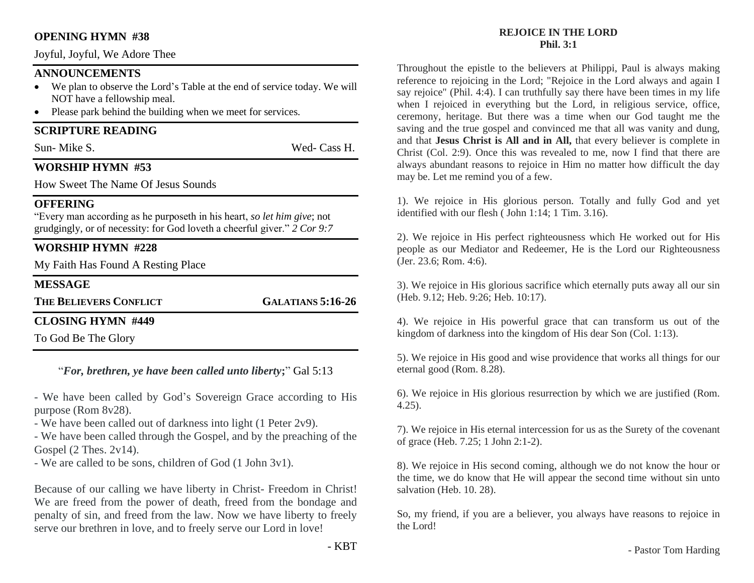**OPENING HYMN #38**

Joyful, Joyful, We Adore Thee

## ANNOUNCEMENTS

- We plan to observe the Lord's Table at the end of service today. We will NOT have a fellowship meal.
- Please park behind the building when we meet for services.

## SCRIPTURE READING

Sun- Mike S. Wed- Cass H.

## WORSHIP HYMN #53

How Sweet The Name Of Jesus Sounds

## OFFERING

"Every man according as he purposeth in his heart, *so let him give*; not grudgingly, or of necessity: for God loveth a cheerful giver." *2 Cor 9:7*

## WORSHIP HYMN #228

My Faith Has Found A Resting Place

## MESSAGE

**THE BELIEVERS CONFLICT** **GALATIANS 5:16-26**

## CLOSING HYMN #449

To God Be The Glory

"***For, brethren, ye have been called unto liberty;***" Gal 5:13

- We have been called by God's Sovereign Grace according to His purpose (Rom 8v28).
- We have been called out of darkness into light (1 Peter 2v9).
- We have been called through the Gospel, and by the preaching of the Gospel (2 Thes. 2v14).
- We are called to be sons, children of God (1 John 3v1).

Because of our calling we have liberty in Christ- Freedom in Christ! We are freed from the power of death, freed from the bondage and penalty of sin, and freed from the law. Now we have liberty to freely serve our brethren in love, and to freely serve our Lord in love!

- KBT

**REJOICE IN THE LORD**
**Phil. 3:1**

Throughout the epistle to the believers at Philippi, Paul is always making reference to rejoicing in the Lord; "Rejoice in the Lord always and again I say rejoice" (Phil. 4:4). I can truthfully say there have been times in my life when I rejoiced in everything but the Lord, in religious service, office, ceremony, heritage. But there was a time when our God taught me the saving and the true gospel and convinced me that all was vanity and dung, and that **Jesus Christ is All and in All,** that every believer is complete in Christ (Col. 2:9). Once this was revealed to me, now I find that there are always abundant reasons to rejoice in Him no matter how difficult the day may be. Let me remind you of a few.

1). We rejoice in His glorious person. Totally and fully God and yet identified with our flesh ( John 1:14; 1 Tim. 3.16).

2). We rejoice in His perfect righteousness which He worked out for His people as our Mediator and Redeemer, He is the Lord our Righteousness (Jer. 23.6; Rom. 4:6).

3). We rejoice in His glorious sacrifice which eternally puts away all our sin (Heb. 9.12; Heb. 9:26; Heb. 10:17).

4). We rejoice in His powerful grace that can transform us out of the kingdom of darkness into the kingdom of His dear Son (Col. 1:13).

5). We rejoice in His good and wise providence that works all things for our eternal good (Rom. 8.28).

6). We rejoice in His glorious resurrection by which we are justified (Rom. 4.25).

7). We rejoice in His eternal intercession for us as the Surety of the covenant of grace (Heb. 7.25; 1 John 2:1-2).

8). We rejoice in His second coming, although we do not know the hour or the time, we do know that He will appear the second time without sin unto salvation (Heb. 10. 28).

So, my friend, if you are a believer, you always have reasons to rejoice in the Lord!

- Pastor Tom Harding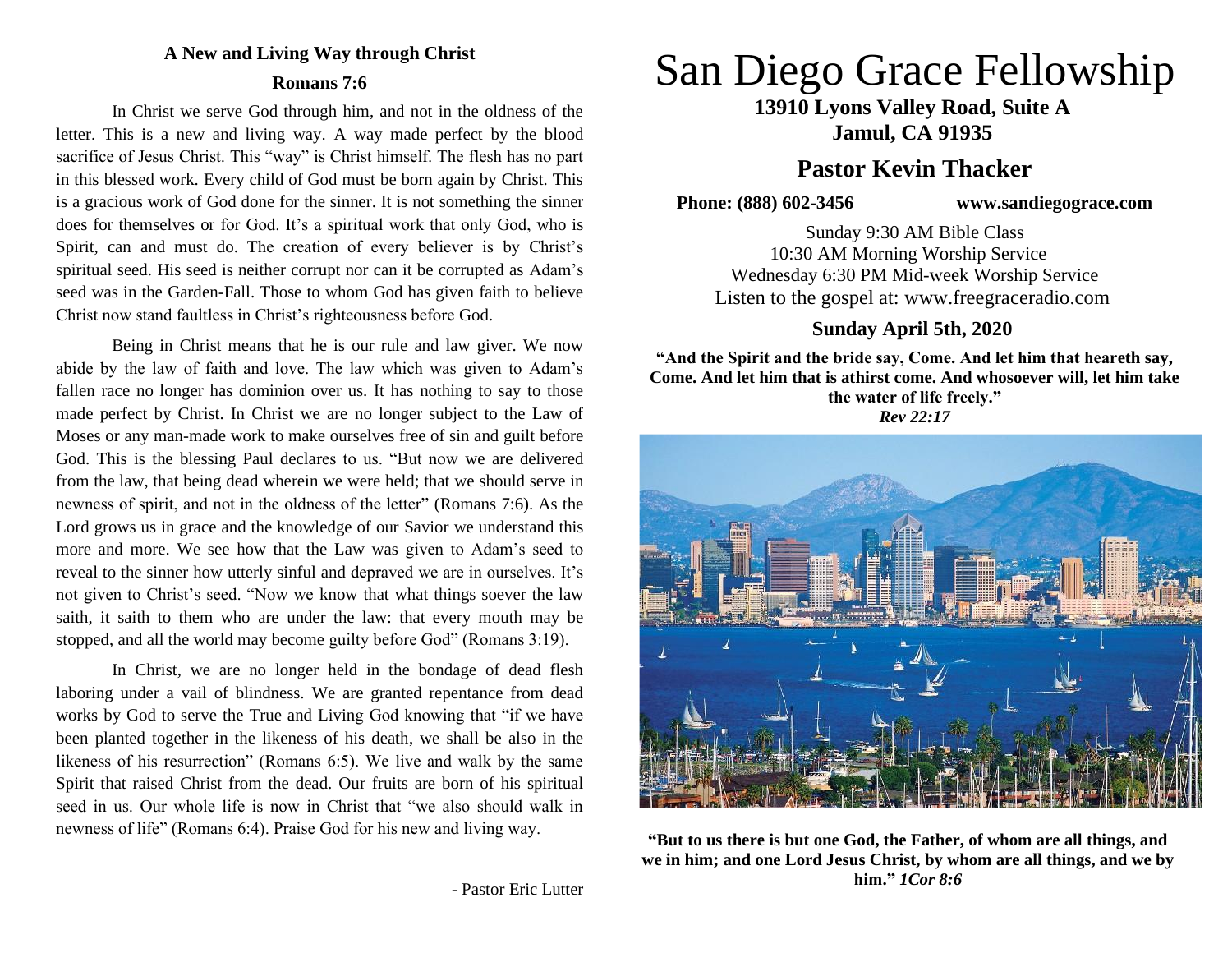## A New and Living Way through Christ

### Romans 7:6

In Christ we serve God through him, and not in the oldness of the letter. This is a new and living way. A way made perfect by the blood sacrifice of Jesus Christ. This "way" is Christ himself. The flesh has no part in this blessed work. Every child of God must be born again by Christ. This is a gracious work of God done for the sinner. It is not something the sinner does for themselves or for God. It's a spiritual work that only God, who is Spirit, can and must do. The creation of every believer is by Christ's spiritual seed. His seed is neither corrupt nor can it be corrupted as Adam's seed was in the Garden-Fall. Those to whom God has given faith to believe Christ now stand faultless in Christ's righteousness before God.

Being in Christ means that he is our rule and law giver. We now abide by the law of faith and love. The law which was given to Adam's fallen race no longer has dominion over us. It has nothing to say to those made perfect by Christ. In Christ we are no longer subject to the Law of Moses or any man-made work to make ourselves free of sin and guilt before God. This is the blessing Paul declares to us. "But now we are delivered from the law, that being dead wherein we were held; that we should serve in newness of spirit, and not in the oldness of the letter" (Romans 7:6). As the Lord grows us in grace and the knowledge of our Savior we understand this more and more. We see how that the Law was given to Adam's seed to reveal to the sinner how utterly sinful and depraved we are in ourselves. It's not given to Christ's seed. "Now we know that what things soever the law saith, it saith to them who are under the law: that every mouth may be stopped, and all the world may become guilty before God" (Romans 3:19).

In Christ, we are no longer held in the bondage of dead flesh laboring under a vail of blindness. We are granted repentance from dead works by God to serve the True and Living God knowing that "if we have been planted together in the likeness of his death, we shall be also in the likeness of his resurrection" (Romans 6:5). We live and walk by the same Spirit that raised Christ from the dead. Our fruits are born of his spiritual seed in us. Our whole life is now in Christ that "we also should walk in newness of life" (Romans 6:4). Praise God for his new and living way.

- Pastor Eric Lutter

# San Diego Grace Fellowship

**13910 Lyons Valley Road, Suite A**
**Jamul, CA 91935**

## Pastor Kevin Thacker

**Phone: (888) 602-3456** **www.sandiegograce.com**

Sunday 9:30 AM Bible Class
10:30 AM Morning Worship Service
Wednesday 6:30 PM Mid-week Worship Service
Listen to the gospel at: www.freegraceradio.com

### Sunday April 5th, 2020

**"And the Spirit and the bride say, Come. And let him that heareth say, Come. And let him that is athirst come. And whosoever will, let him take the water of life freely."**
***Rev 22:17***

**"But to us there is but one God, the Father, of whom are all things, and we in him; and one Lord Jesus Christ, by whom are all things, and we by him."** ***1Cor 8:6***